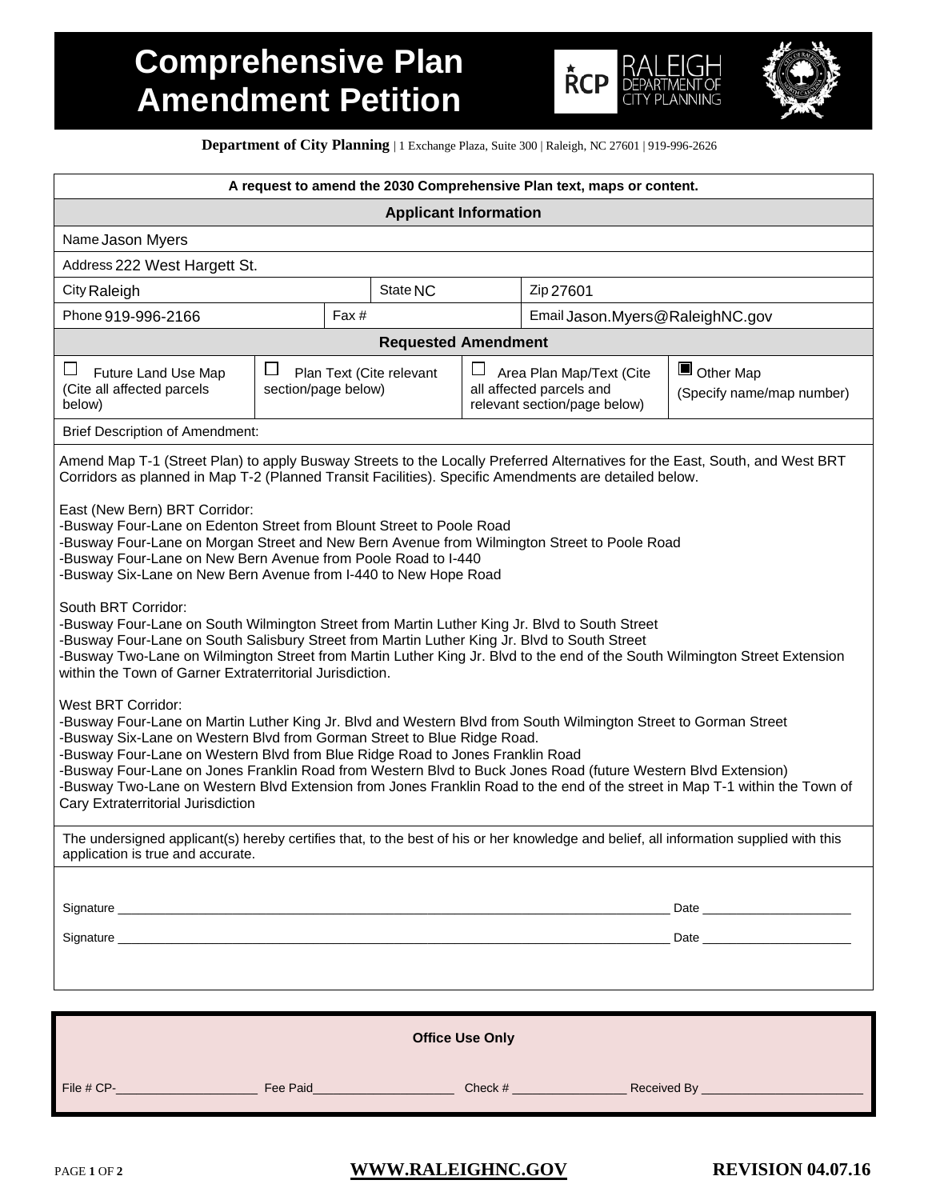# Comprehensive Plan Amendment Petition

**Department of City Planning** | 1 Exchange Plaza, Suite 300 | Raleigh, NC 27601 | 919-996-2626

**A request to amend the 2030 Comprehensive Plan text, maps or content.**

## Applicant Information

| | | | |
|---|---|---|---|
| Name Jason Myers | | | |
| Address 222 West Hargett St. | | | |
| City Raleigh | State NC | | Zip 27601 |
| Phone 919-996-2166 | Fax # | | Email Jason.Myers@RaleighNC.gov |

## Requested Amendment

| | | | |
|---|---|---|---|
| ☐ Future Land Use Map (Cite all affected parcels below) | ☐ Plan Text (Cite relevant section/page below) | ☐ Area Plan Map/Text (Cite all affected parcels and relevant section/page below) | ■ Other Map (Specify name/map number) |

Brief Description of Amendment:

Amend Map T-1 (Street Plan) to apply Busway Streets to the Locally Preferred Alternatives for the East, South, and West BRT Corridors as planned in Map T-2 (Planned Transit Facilities). Specific Amendments are detailed below.

East (New Bern) BRT Corridor:
-Busway Four-Lane on Edenton Street from Blount Street to Poole Road
-Busway Four-Lane on Morgan Street and New Bern Avenue from Wilmington Street to Poole Road
-Busway Four-Lane on New Bern Avenue from Poole Road to I-440
-Busway Six-Lane on New Bern Avenue from I-440 to New Hope Road

South BRT Corridor:
-Busway Four-Lane on South Wilmington Street from Martin Luther King Jr. Blvd to South Street
-Busway Four-Lane on South Salisbury Street from Martin Luther King Jr. Blvd to South Street
-Busway Two-Lane on Wilmington Street from Martin Luther King Jr. Blvd to the end of the South Wilmington Street Extension within the Town of Garner Extraterritorial Jurisdiction.

West BRT Corridor:
-Busway Four-Lane on Martin Luther King Jr. Blvd and Western Blvd from South Wilmington Street to Gorman Street
-Busway Six-Lane on Western Blvd from Gorman Street to Blue Ridge Road.
-Busway Four-Lane on Western Blvd from Blue Ridge Road to Jones Franklin Road
-Busway Four-Lane on Jones Franklin Road from Western Blvd to Buck Jones Road (future Western Blvd Extension)
-Busway Two-Lane on Western Blvd Extension from Jones Franklin Road to the end of the street in Map T-1 within the Town of Cary Extraterritorial Jurisdiction

The undersigned applicant(s) hereby certifies that, to the best of his or her knowledge and belief, all information supplied with this application is true and accurate.

Signature ____________________ Date ____________

Signature ____________________ Date ____________

**Office Use Only**

File # CP-____________ Fee Paid____________ Check # ____________ Received By ____________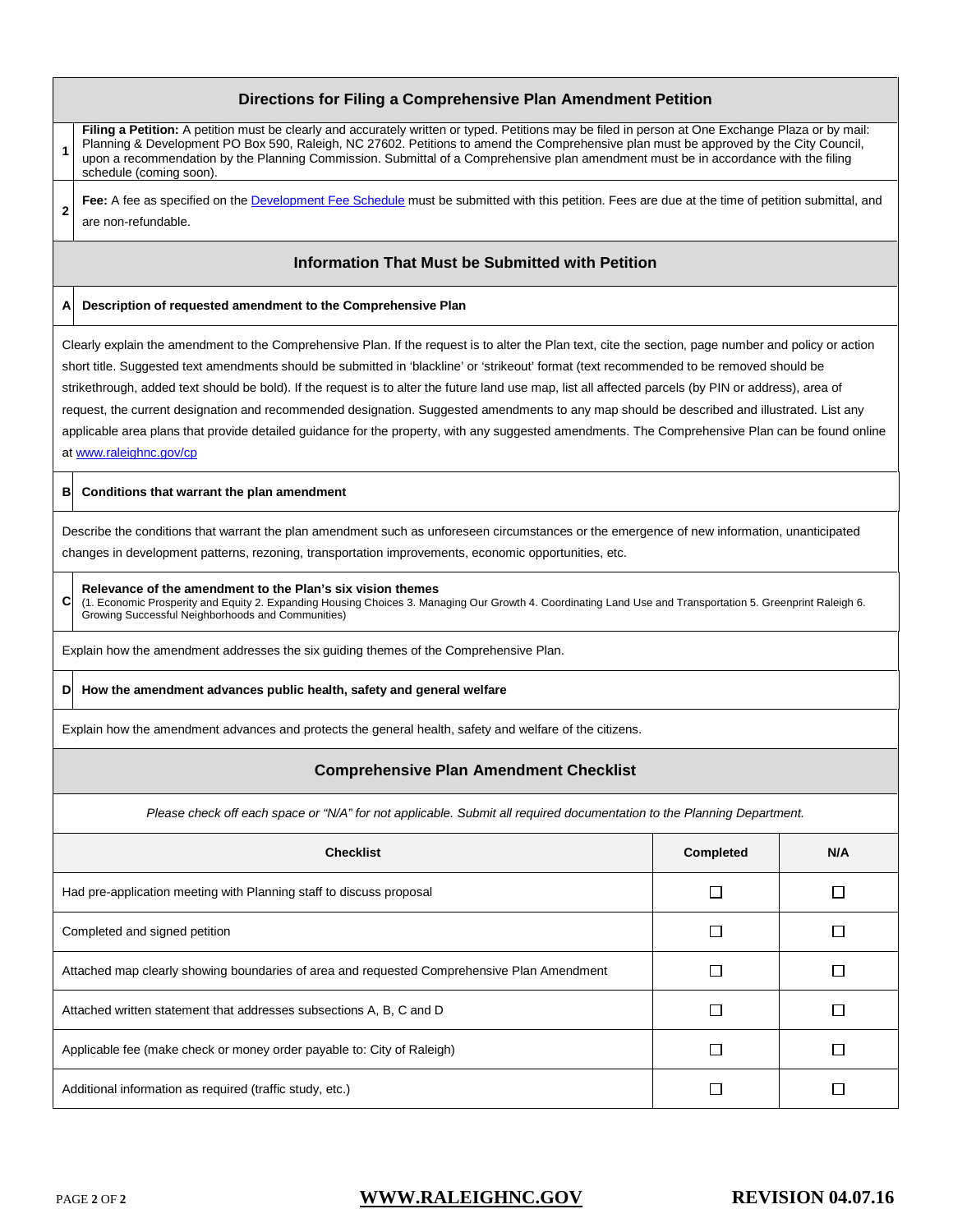## Directions for Filing a Comprehensive Plan Amendment Petition

1. **Filing a Petition:** A petition must be clearly and accurately written or typed. Petitions may be filed in person at One Exchange Plaza or by mail: Planning & Development PO Box 590, Raleigh, NC 27602. Petitions to amend the Comprehensive plan must be approved by the City Council, upon a recommendation by the Planning Commission. Submittal of a Comprehensive plan amendment must be in accordance with the filing schedule (coming soon).
2. **Fee:** A fee as specified on the Development Fee Schedule must be submitted with this petition. Fees are due at the time of petition submittal, and are non-refundable.

## Information That Must be Submitted with Petition

**A Description of requested amendment to the Comprehensive Plan**

Clearly explain the amendment to the Comprehensive Plan. If the request is to alter the Plan text, cite the section, page number and policy or action short title. Suggested text amendments should be submitted in 'blackline' or 'strikeout' format (text recommended to be removed should be strikethrough, added text should be bold). If the request is to alter the future land use map, list all affected parcels (by PIN or address), area of request, the current designation and recommended designation. Suggested amendments to any map should be described and illustrated. List any applicable area plans that provide detailed guidance for the property, with any suggested amendments. The Comprehensive Plan can be found online at www.raleighnc.gov/cp

**B Conditions that warrant the plan amendment**

Describe the conditions that warrant the plan amendment such as unforeseen circumstances or the emergence of new information, unanticipated changes in development patterns, rezoning, transportation improvements, economic opportunities, etc.

**C Relevance of the amendment to the Plan's six vision themes**
(1. Economic Prosperity and Equity 2. Expanding Housing Choices 3. Managing Our Growth 4. Coordinating Land Use and Transportation 5. Greenprint Raleigh 6. Growing Successful Neighborhoods and Communities)

Explain how the amendment addresses the six guiding themes of the Comprehensive Plan.

**D How the amendment advances public health, safety and general welfare**

Explain how the amendment advances and protects the general health, safety and welfare of the citizens.

## Comprehensive Plan Amendment Checklist

*Please check off each space or "N/A" for not applicable. Submit all required documentation to the Planning Department.*

| Checklist | Completed | N/A |
|---|---|---|
| Had pre-application meeting with Planning staff to discuss proposal | ☐ | ☐ |
| Completed and signed petition | ☐ | ☐ |
| Attached map clearly showing boundaries of area and requested Comprehensive Plan Amendment | ☐ | ☐ |
| Attached written statement that addresses subsections A, B, C and D | ☐ | ☐ |
| Applicable fee (make check or money order payable to: City of Raleigh) | ☐ | ☐ |
| Additional information as required (traffic study, etc.) | ☐ | ☐ |

WWW.RALEIGHNC.GOV REVISION 04.07.16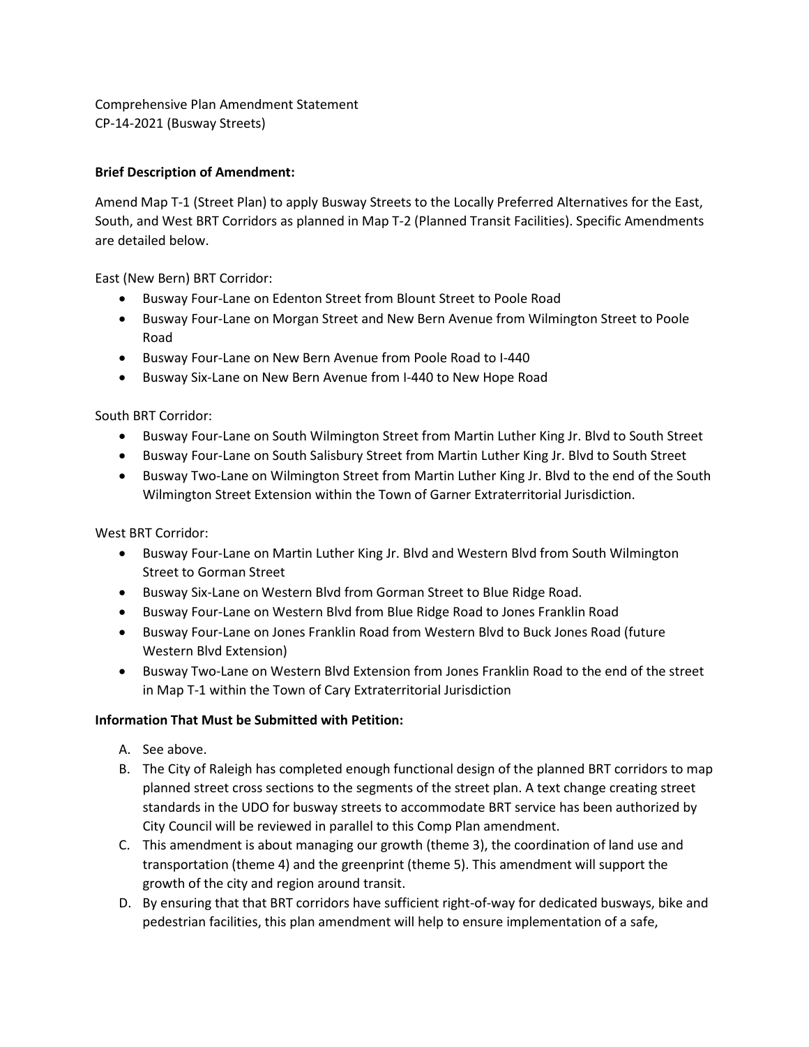Comprehensive Plan Amendment Statement
CP-14-2021 (Busway Streets)

**Brief Description of Amendment:**

Amend Map T-1 (Street Plan) to apply Busway Streets to the Locally Preferred Alternatives for the East, South, and West BRT Corridors as planned in Map T-2 (Planned Transit Facilities). Specific Amendments are detailed below.

East (New Bern) BRT Corridor:

- Busway Four-Lane on Edenton Street from Blount Street to Poole Road
- Busway Four-Lane on Morgan Street and New Bern Avenue from Wilmington Street to Poole Road
- Busway Four-Lane on New Bern Avenue from Poole Road to I-440
- Busway Six-Lane on New Bern Avenue from I-440 to New Hope Road

South BRT Corridor:

- Busway Four-Lane on South Wilmington Street from Martin Luther King Jr. Blvd to South Street
- Busway Four-Lane on South Salisbury Street from Martin Luther King Jr. Blvd to South Street
- Busway Two-Lane on Wilmington Street from Martin Luther King Jr. Blvd to the end of the South Wilmington Street Extension within the Town of Garner Extraterritorial Jurisdiction.

West BRT Corridor:

- Busway Four-Lane on Martin Luther King Jr. Blvd and Western Blvd from South Wilmington Street to Gorman Street
- Busway Six-Lane on Western Blvd from Gorman Street to Blue Ridge Road.
- Busway Four-Lane on Western Blvd from Blue Ridge Road to Jones Franklin Road
- Busway Four-Lane on Jones Franklin Road from Western Blvd to Buck Jones Road (future Western Blvd Extension)
- Busway Two-Lane on Western Blvd Extension from Jones Franklin Road to the end of the street in Map T-1 within the Town of Cary Extraterritorial Jurisdiction

**Information That Must be Submitted with Petition:**

A. See above.
B. The City of Raleigh has completed enough functional design of the planned BRT corridors to map planned street cross sections to the segments of the street plan. A text change creating street standards in the UDO for busway streets to accommodate BRT service has been authorized by City Council will be reviewed in parallel to this Comp Plan amendment.
C. This amendment is about managing our growth (theme 3), the coordination of land use and transportation (theme 4) and the greenprint (theme 5). This amendment will support the growth of the city and region around transit.
D. By ensuring that that BRT corridors have sufficient right-of-way for dedicated busways, bike and pedestrian facilities, this plan amendment will help to ensure implementation of a safe,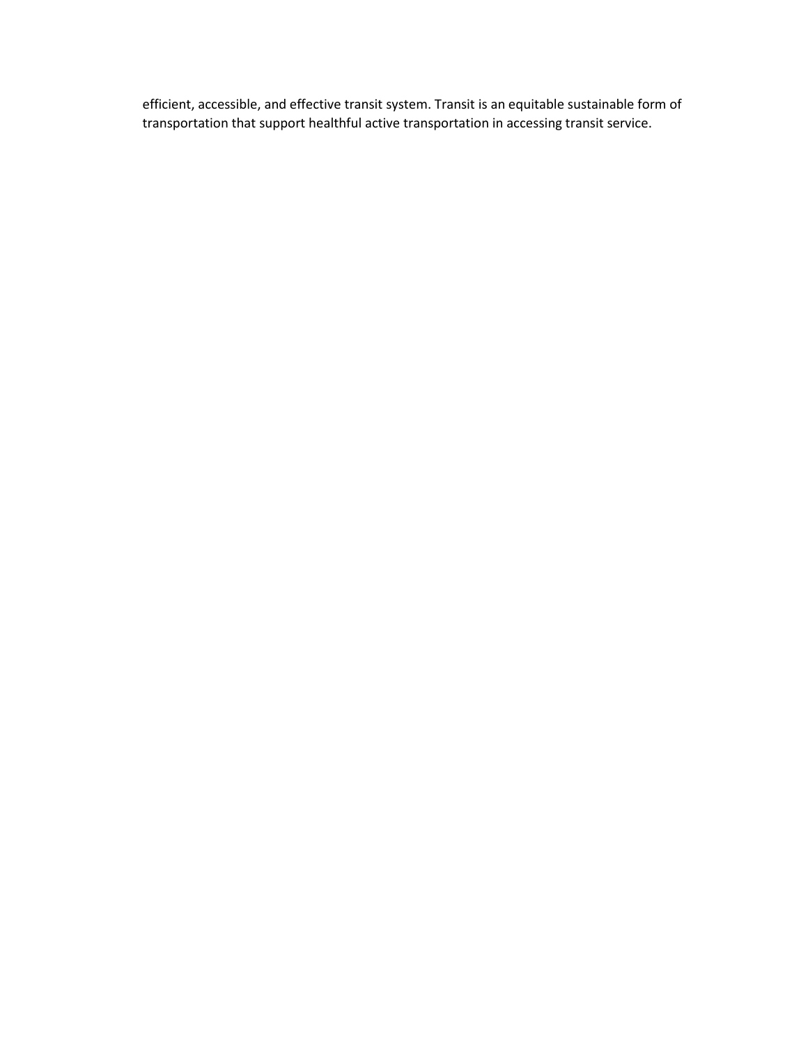efficient, accessible, and effective transit system. Transit is an equitable sustainable form of transportation that support healthful active transportation in accessing transit service.